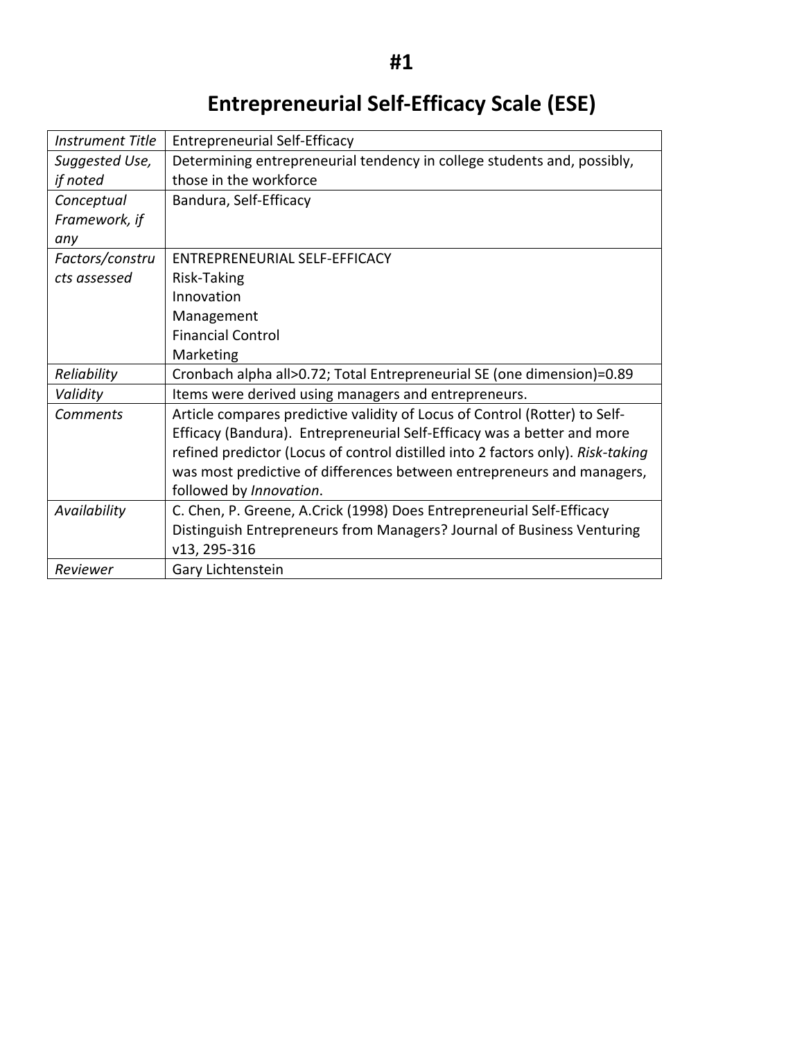# #1

# Entrepreneurial Self-Efficacy Scale (ESE)

| *Instrument Title* | Entrepreneurial Self-Efficacy |
|---|---|
| *Suggested Use, if noted* | Determining entrepreneurial tendency in college students and, possibly, those in the workforce |
| *Conceptual Framework, if any* | Bandura, Self-Efficacy |
| *Factors/constructs assessed* | ENTREPRENEURIAL SELF-EFFICACY<br>Risk-Taking<br>Innovation<br>Management<br>Financial Control<br>Marketing |
| *Reliability* | Cronbach alpha all>0.72; Total Entrepreneurial SE (one dimension)=0.89 |
| *Validity* | Items were derived using managers and entrepreneurs. |
| *Comments* | Article compares predictive validity of Locus of Control (Rotter) to Self-Efficacy (Bandura). Entrepreneurial Self-Efficacy was a better and more refined predictor (Locus of control distilled into 2 factors only). *Risk-taking* was most predictive of differences between entrepreneurs and managers, followed by *Innovation*. |
| *Availability* | C. Chen, P. Greene, A.Crick (1998) Does Entrepreneurial Self-Efficacy Distinguish Entrepreneurs from Managers? Journal of Business Venturing v13, 295-316 |
| *Reviewer* | Gary Lichtenstein |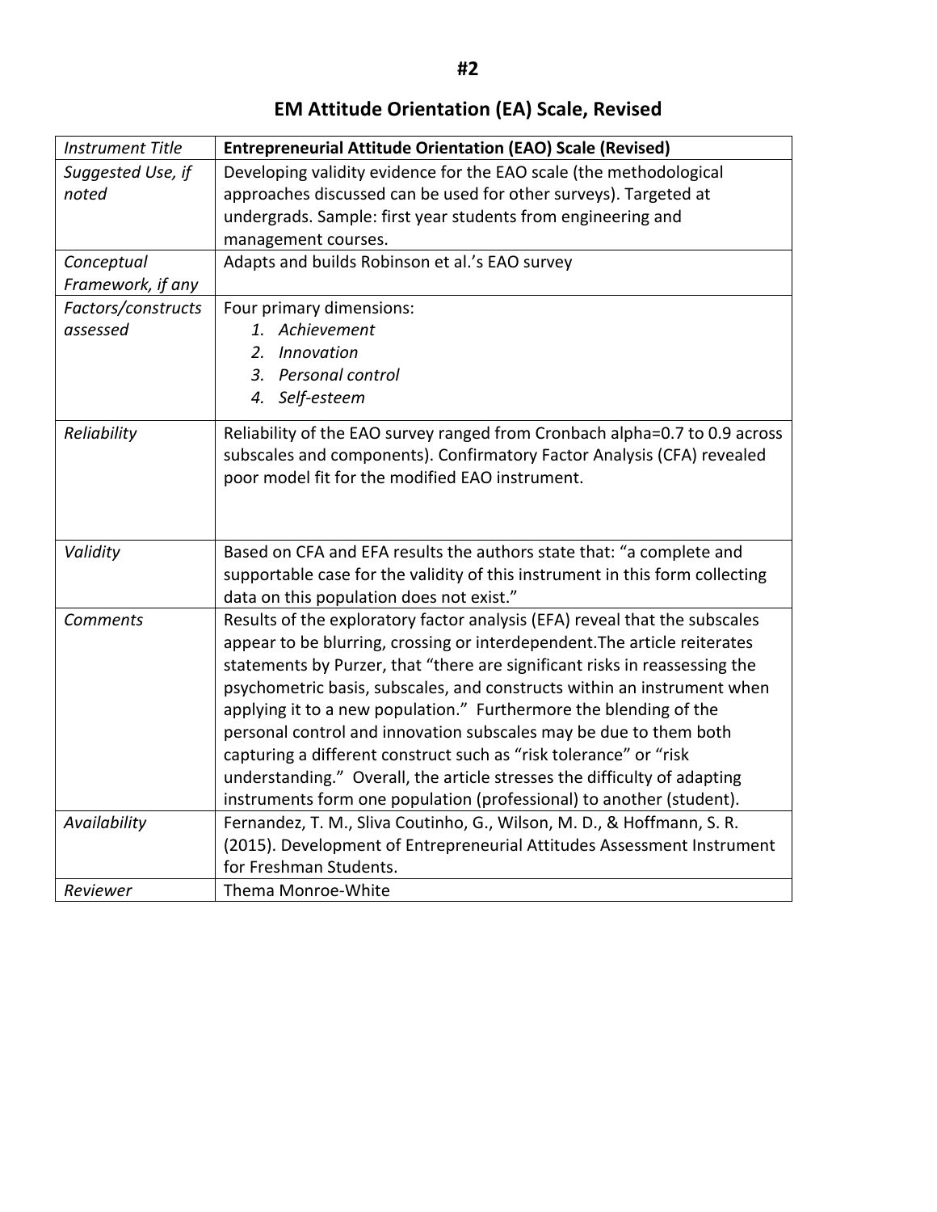#2

## EM Attitude Orientation (EA) Scale, Revised

| *Instrument Title* | **Entrepreneurial Attitude Orientation (EAO) Scale (Revised)** |
|---|---|
| *Suggested Use, if noted* | Developing validity evidence for the EAO scale (the methodological approaches discussed can be used for other surveys). Targeted at undergrads. Sample: first year students from engineering and management courses. |
| *Conceptual Framework, if any* | Adapts and builds Robinson et al.'s EAO survey |
| *Factors/constructs assessed* | Four primary dimensions:<br>1. *Achievement*<br>2. *Innovation*<br>3. *Personal control*<br>4. *Self-esteem* |
| *Reliability* | Reliability of the EAO survey ranged from Cronbach alpha=0.7 to 0.9 across subscales and components). Confirmatory Factor Analysis (CFA) revealed poor model fit for the modified EAO instrument. |
| *Validity* | Based on CFA and EFA results the authors state that: "a complete and supportable case for the validity of this instrument in this form collecting data on this population does not exist." |
| *Comments* | Results of the exploratory factor analysis (EFA) reveal that the subscales appear to be blurring, crossing or interdependent.The article reiterates statements by Purzer, that "there are significant risks in reassessing the psychometric basis, subscales, and constructs within an instrument when applying it to a new population." Furthermore the blending of the personal control and innovation subscales may be due to them both capturing a different construct such as "risk tolerance" or "risk understanding." Overall, the article stresses the difficulty of adapting instruments form one population (professional) to another (student). |
| *Availability* | Fernandez, T. M., Sliva Coutinho, G., Wilson, M. D., & Hoffmann, S. R. (2015). Development of Entrepreneurial Attitudes Assessment Instrument for Freshman Students. |
| *Reviewer* | Thema Monroe-White |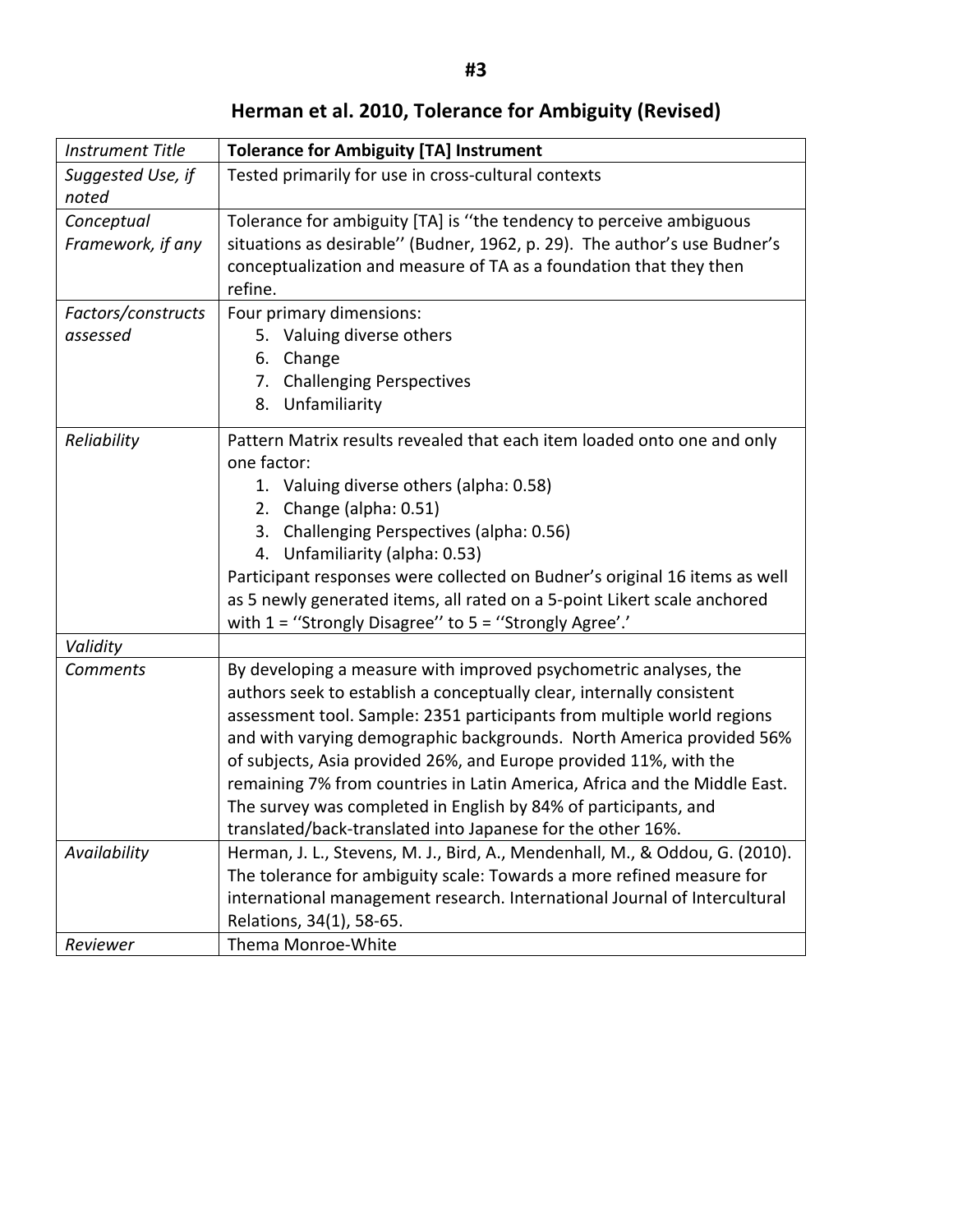#3

## Herman et al. 2010, Tolerance for Ambiguity (Revised)

| *Instrument Title* | **Tolerance for Ambiguity [TA] Instrument** |
|---|---|
| *Suggested Use, if noted* | Tested primarily for use in cross-cultural contexts |
| *Conceptual Framework, if any* | Tolerance for ambiguity [TA] is ‘‘the tendency to perceive ambiguous situations as desirable’’ (Budner, 1962, p. 29). The author's use Budner's conceptualization and measure of TA as a foundation that they then refine. |
| *Factors/constructs assessed* | Four primary dimensions:<br>5. Valuing diverse others<br>6. Change<br>7. Challenging Perspectives<br>8. Unfamiliarity |
| *Reliability* | Pattern Matrix results revealed that each item loaded onto one and only one factor:<br>1. Valuing diverse others (alpha: 0.58)<br>2. Change (alpha: 0.51)<br>3. Challenging Perspectives (alpha: 0.56)<br>4. Unfamiliarity (alpha: 0.53)<br>Participant responses were collected on Budner's original 16 items as well as 5 newly generated items, all rated on a 5-point Likert scale anchored with 1 = ‘‘Strongly Disagree’’ to 5 = ‘‘Strongly Agree’.’ |
| *Validity* | |
| *Comments* | By developing a measure with improved psychometric analyses, the authors seek to establish a conceptually clear, internally consistent assessment tool. Sample: 2351 participants from multiple world regions and with varying demographic backgrounds. North America provided 56% of subjects, Asia provided 26%, and Europe provided 11%, with the remaining 7% from countries in Latin America, Africa and the Middle East. The survey was completed in English by 84% of participants, and translated/back-translated into Japanese for the other 16%. |
| *Availability* | Herman, J. L., Stevens, M. J., Bird, A., Mendenhall, M., & Oddou, G. (2010). The tolerance for ambiguity scale: Towards a more refined measure for international management research. International Journal of Intercultural Relations, 34(1), 58-65. |
| *Reviewer* | Thema Monroe-White |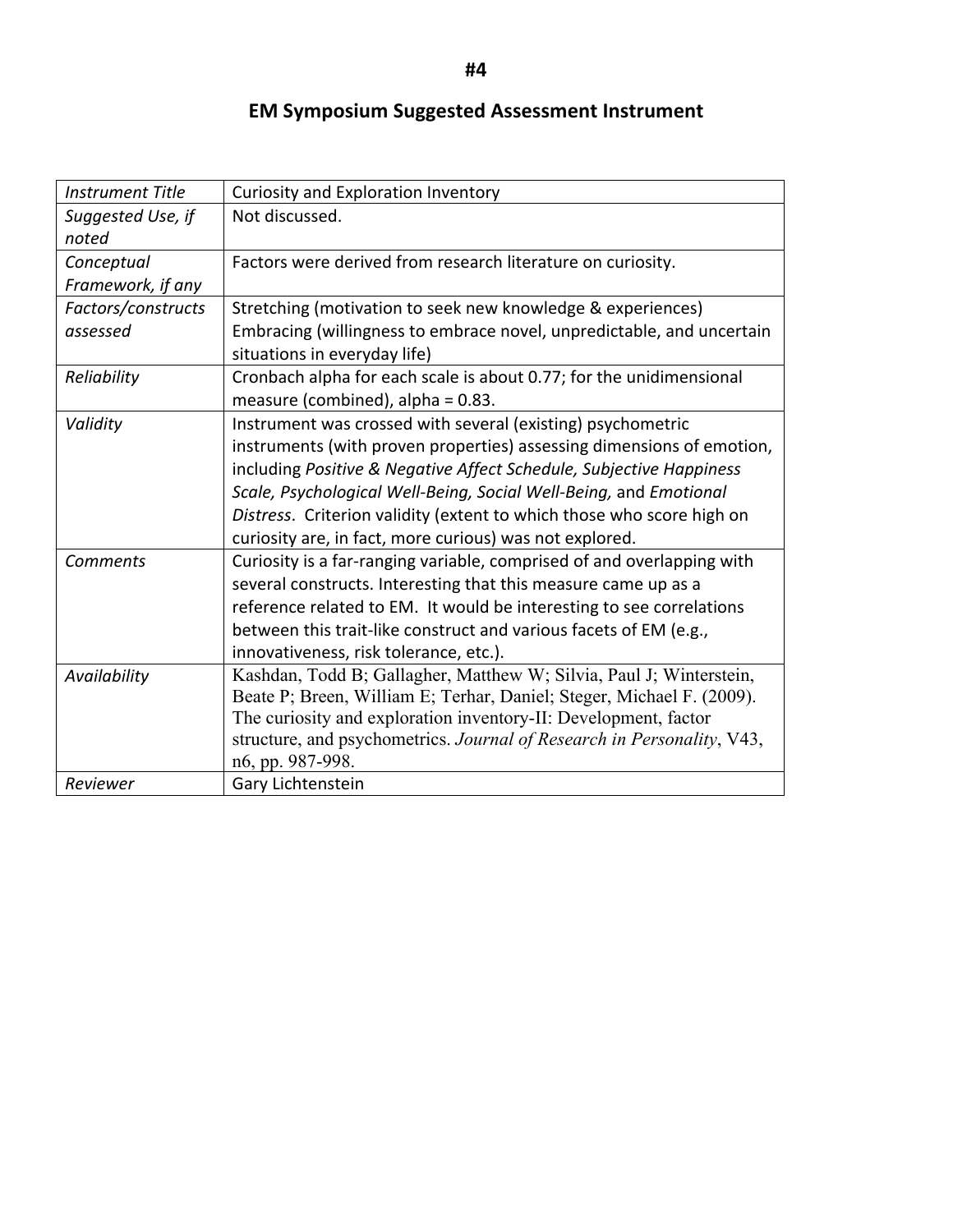#4

## EM Symposium Suggested Assessment Instrument

| *Instrument Title* | Curiosity and Exploration Inventory |
|---|---|
| *Suggested Use, if noted* | Not discussed. |
| *Conceptual Framework, if any* | Factors were derived from research literature on curiosity. |
| *Factors/constructs assessed* | Stretching (motivation to seek new knowledge & experiences)<br>Embracing (willingness to embrace novel, unpredictable, and uncertain situations in everyday life) |
| *Reliability* | Cronbach alpha for each scale is about 0.77; for the unidimensional measure (combined), alpha = 0.83. |
| *Validity* | Instrument was crossed with several (existing) psychometric instruments (with proven properties) assessing dimensions of emotion, including *Positive & Negative Affect Schedule, Subjective Happiness Scale, Psychological Well-Being, Social Well-Being,* and *Emotional Distress*. Criterion validity (extent to which those who score high on curiosity are, in fact, more curious) was not explored. |
| *Comments* | Curiosity is a far-ranging variable, comprised of and overlapping with several constructs. Interesting that this measure came up as a reference related to EM. It would be interesting to see correlations between this trait-like construct and various facets of EM (e.g., innovativeness, risk tolerance, etc.). |
| *Availability* | Kashdan, Todd B; Gallagher, Matthew W; Silvia, Paul J; Winterstein, Beate P; Breen, William E; Terhar, Daniel; Steger, Michael F. (2009). The curiosity and exploration inventory-II: Development, factor structure, and psychometrics. *Journal of Research in Personality*, V43, n6, pp. 987-998. |
| *Reviewer* | Gary Lichtenstein |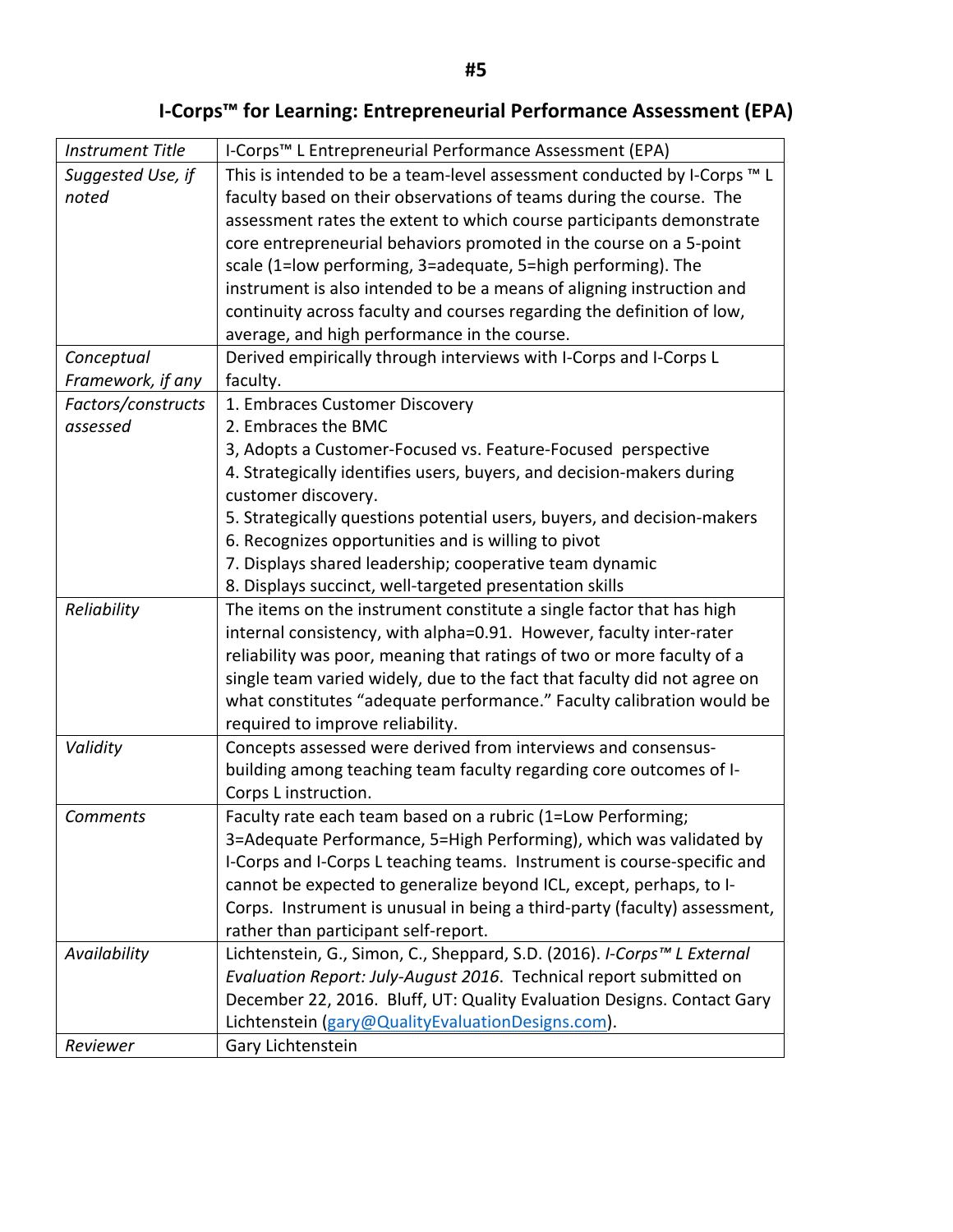# #5

## I-Corps™ for Learning: Entrepreneurial Performance Assessment (EPA)

| | |
|---|---|
| *Instrument Title* | I-Corps™ L Entrepreneurial Performance Assessment (EPA) |
| *Suggested Use, if noted* | This is intended to be a team-level assessment conducted by I-Corps ™ L faculty based on their observations of teams during the course. The assessment rates the extent to which course participants demonstrate core entrepreneurial behaviors promoted in the course on a 5-point scale (1=low performing, 3=adequate, 5=high performing). The instrument is also intended to be a means of aligning instruction and continuity across faculty and courses regarding the definition of low, average, and high performance in the course. |
| *Conceptual Framework, if any* | Derived empirically through interviews with I-Corps and I-Corps L faculty. |
| *Factors/constructs assessed* | 1. Embraces Customer Discovery<br>2. Embraces the BMC<br>3, Adopts a Customer-Focused vs. Feature-Focused perspective<br>4. Strategically identifies users, buyers, and decision-makers during customer discovery.<br>5. Strategically questions potential users, buyers, and decision-makers<br>6. Recognizes opportunities and is willing to pivot<br>7. Displays shared leadership; cooperative team dynamic<br>8. Displays succinct, well-targeted presentation skills |
| *Reliability* | The items on the instrument constitute a single factor that has high internal consistency, with alpha=0.91. However, faculty inter-rater reliability was poor, meaning that ratings of two or more faculty of a single team varied widely, due to the fact that faculty did not agree on what constitutes "adequate performance." Faculty calibration would be required to improve reliability. |
| *Validity* | Concepts assessed were derived from interviews and consensus-building among teaching team faculty regarding core outcomes of I-Corps L instruction. |
| *Comments* | Faculty rate each team based on a rubric (1=Low Performing; 3=Adequate Performance, 5=High Performing), which was validated by I-Corps and I-Corps L teaching teams. Instrument is course-specific and cannot be expected to generalize beyond ICL, except, perhaps, to I-Corps. Instrument is unusual in being a third-party (faculty) assessment, rather than participant self-report. |
| *Availability* | Lichtenstein, G., Simon, C., Sheppard, S.D. (2016). *I-Corps™ L External Evaluation Report: July-August 2016*. Technical report submitted on December 22, 2016. Bluff, UT: Quality Evaluation Designs. Contact Gary Lichtenstein (gary@QualityEvaluationDesigns.com). |
| *Reviewer* | Gary Lichtenstein |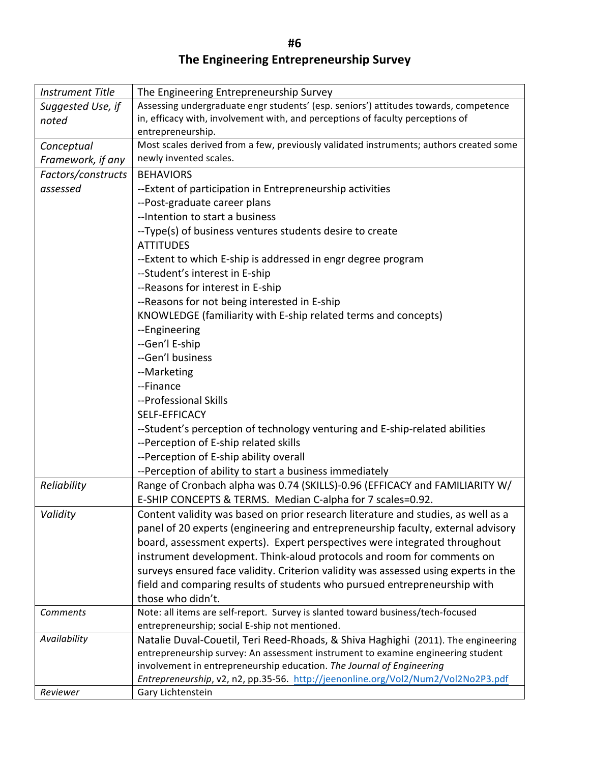# #6
# The Engineering Entrepreneurship Survey

| *Instrument Title* | The Engineering Entrepreneurship Survey |
|---|---|
| *Suggested Use, if noted* | Assessing undergraduate engr students' (esp. seniors') attitudes towards, competence in, efficacy with, involvement with, and perceptions of faculty perceptions of entrepreneurship. |
| *Conceptual Framework, if any* | Most scales derived from a few, previously validated instruments; authors created some newly invented scales. |
| *Factors/constructs assessed* | BEHAVIORS<br>--Extent of participation in Entrepreneurship activities<br>--Post-graduate career plans<br>--Intention to start a business<br>--Type(s) of business ventures students desire to create<br>ATTITUDES<br>--Extent to which E-ship is addressed in engr degree program<br>--Student's interest in E-ship<br>--Reasons for interest in E-ship<br>--Reasons for not being interested in E-ship<br>KNOWLEDGE (familiarity with E-ship related terms and concepts)<br>--Engineering<br>--Gen'l E-ship<br>--Gen'l business<br>--Marketing<br>--Finance<br>--Professional Skills<br>SELF-EFFICACY<br>--Student's perception of technology venturing and E-ship-related abilities<br>--Perception of E-ship related skills<br>--Perception of E-ship ability overall<br>--Perception of ability to start a business immediately |
| *Reliability* | Range of Cronbach alpha was 0.74 (SKILLS)-0.96 (EFFICACY and FAMILIARITY W/ E-SHIP CONCEPTS & TERMS. Median C-alpha for 7 scales=0.92. |
| *Validity* | Content validity was based on prior research literature and studies, as well as a panel of 20 experts (engineering and entrepreneurship faculty, external advisory board, assessment experts). Expert perspectives were integrated throughout instrument development. Think-aloud protocols and room for comments on surveys ensured face validity. Criterion validity was assessed using experts in the field and comparing results of students who pursued entrepreneurship with those who didn't. |
| *Comments* | Note: all items are self-report. Survey is slanted toward business/tech-focused entrepreneurship; social E-ship not mentioned. |
| *Availability* | Natalie Duval-Couetil, Teri Reed-Rhoads, & Shiva Haghighi (2011). The engineering entrepreneurship survey: An assessment instrument to examine engineering student involvement in entrepreneurship education. *The Journal of Engineering Entrepreneurship*, v2, n2, pp.35-56. http://jeenonline.org/Vol2/Num2/Vol2No2P3.pdf |
| *Reviewer* | Gary Lichtenstein |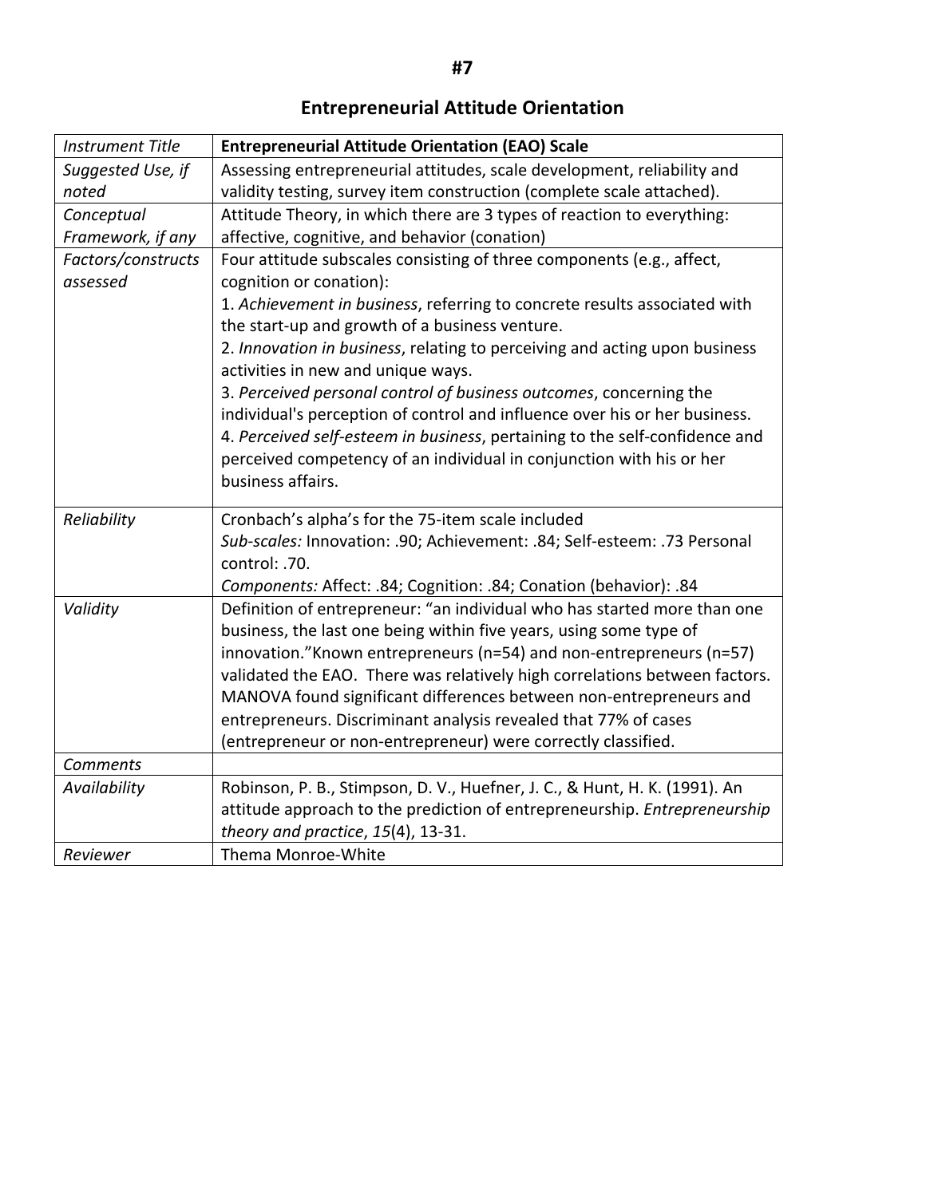# #7

## Entrepreneurial Attitude Orientation

| *Instrument Title* | **Entrepreneurial Attitude Orientation (EAO) Scale** |
|---|---|
| *Suggested Use, if noted* | Assessing entrepreneurial attitudes, scale development, reliability and validity testing, survey item construction (complete scale attached). |
| *Conceptual Framework, if any* | Attitude Theory, in which there are 3 types of reaction to everything: affective, cognitive, and behavior (conation) |
| *Factors/constructs assessed* | Four attitude subscales consisting of three components (e.g., affect, cognition or conation):<br>1. *Achievement in business*, referring to concrete results associated with the start-up and growth of a business venture.<br>2. *Innovation in business*, relating to perceiving and acting upon business activities in new and unique ways.<br>3. *Perceived personal control of business outcomes*, concerning the individual's perception of control and influence over his or her business.<br>4. *Perceived self-esteem in business*, pertaining to the self-confidence and perceived competency of an individual in conjunction with his or her business affairs. |
| *Reliability* | Cronbach's alpha's for the 75-item scale included<br>*Sub-scales:* Innovation: .90; Achievement: .84; Self-esteem: .73 Personal control: .70.<br>*Components:* Affect: .84; Cognition: .84; Conation (behavior): .84 |
| *Validity* | Definition of entrepreneur: "an individual who has started more than one business, the last one being within five years, using some type of innovation."Known entrepreneurs (n=54) and non-entrepreneurs (n=57) validated the EAO. There was relatively high correlations between factors. MANOVA found significant differences between non-entrepreneurs and entrepreneurs. Discriminant analysis revealed that 77% of cases (entrepreneur or non-entrepreneur) were correctly classified. |
| *Comments* | |
| *Availability* | Robinson, P. B., Stimpson, D. V., Huefner, J. C., & Hunt, H. K. (1991). An attitude approach to the prediction of entrepreneurship. *Entrepreneurship theory and practice*, *15*(4), 13-31. |
| *Reviewer* | Thema Monroe-White |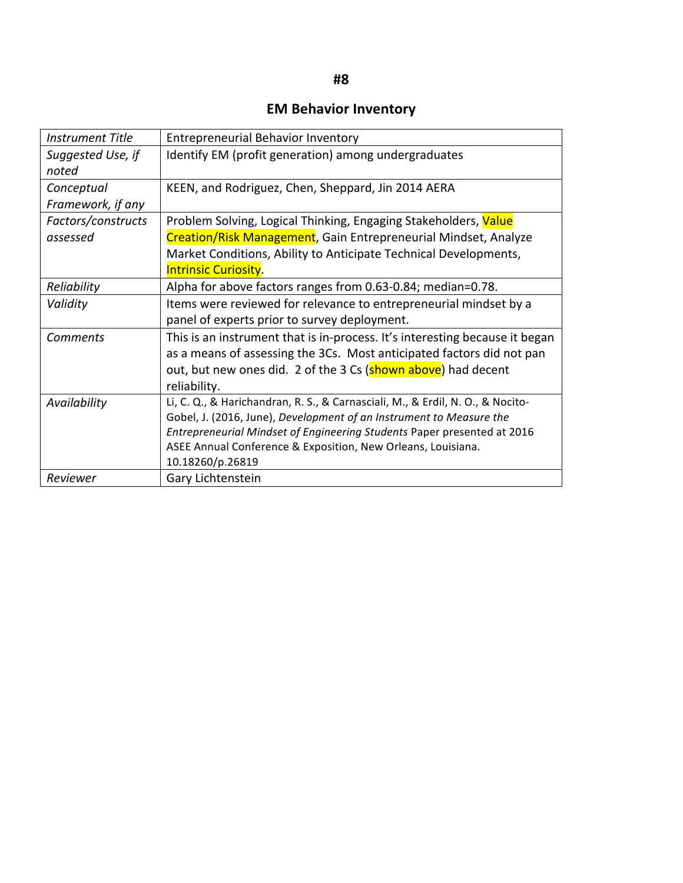**#8**

## EM Behavior Inventory

| | |
|---|---|
| *Instrument Title* | Entrepreneurial Behavior Inventory |
| *Suggested Use, if noted* | Identify EM (profit generation) among undergraduates |
| *Conceptual Framework, if any* | KEEN, and Rodriguez, Chen, Sheppard, Jin 2014 AERA |
| *Factors/constructs assessed* | Problem Solving, Logical Thinking, Engaging Stakeholders, Value Creation/Risk Management, Gain Entrepreneurial Mindset, Analyze Market Conditions, Ability to Anticipate Technical Developments, Intrinsic Curiosity. |
| *Reliability* | Alpha for above factors ranges from 0.63-0.84; median=0.78. |
| *Validity* | Items were reviewed for relevance to entrepreneurial mindset by a panel of experts prior to survey deployment. |
| *Comments* | This is an instrument that is in-process. It's interesting because it began as a means of assessing the 3Cs. Most anticipated factors did not pan out, but new ones did. 2 of the 3 Cs (shown above) had decent reliability. |
| *Availability* | Li, C. Q., & Harichandran, R. S., & Carnasciali, M., & Erdil, N. O., & Nocito-Gobel, J. (2016, June), *Development of an Instrument to Measure the Entrepreneurial Mindset of Engineering Students* Paper presented at 2016 ASEE Annual Conference & Exposition, New Orleans, Louisiana. 10.18260/p.26819 |
| *Reviewer* | Gary Lichtenstein |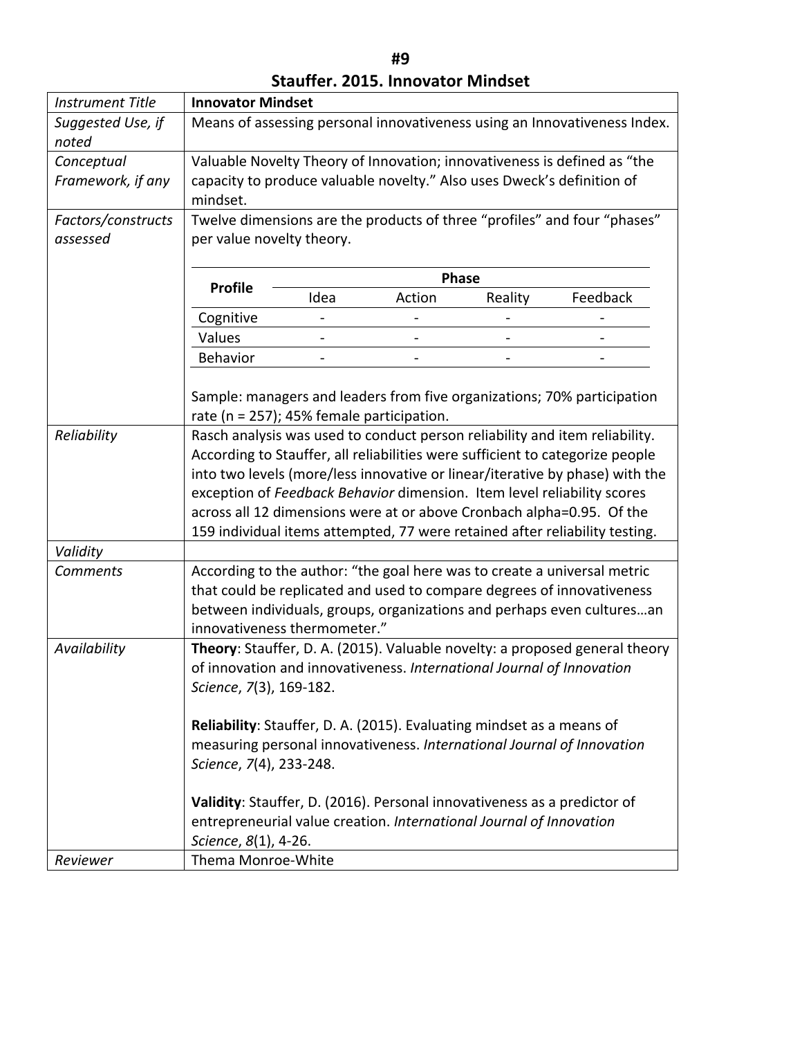# #9

## Stauffer. 2015. Innovator Mindset

| *Instrument Title* | **Innovator Mindset** |
|---|---|
| *Suggested Use, if noted* | Means of assessing personal innovativeness using an Innovativeness Index. |
| *Conceptual Framework, if any* | Valuable Novelty Theory of Innovation; innovativeness is defined as "the capacity to produce valuable novelty." Also uses Dweck's definition of mindset. |
| *Factors/constructs assessed* | Twelve dimensions are the products of three "profiles" and four "phases" per value novelty theory. <br><br> **Profile** / **Phase**: Idea, Action, Reality, Feedback <br> Cognitive: - , - , - , - <br> Values: - , - , - , - <br> Behavior: - , - , - , - <br><br> Sample: managers and leaders from five organizations; 70% participation rate (n = 257); 45% female participation. |
| *Reliability* | Rasch analysis was used to conduct person reliability and item reliability. According to Stauffer, all reliabilities were sufficient to categorize people into two levels (more/less innovative or linear/iterative by phase) with the exception of *Feedback Behavior* dimension. Item level reliability scores across all 12 dimensions were at or above Cronbach alpha=0.95. Of the 159 individual items attempted, 77 were retained after reliability testing. |
| *Validity* | |
| *Comments* | According to the author: "the goal here was to create a universal metric that could be replicated and used to compare degrees of innovativeness between individuals, groups, organizations and perhaps even cultures…an innovativeness thermometer." |
| *Availability* | **Theory**: Stauffer, D. A. (2015). Valuable novelty: a proposed general theory of innovation and innovativeness. *International Journal of Innovation Science*, *7*(3), 169-182. <br><br> **Reliability**: Stauffer, D. A. (2015). Evaluating mindset as a means of measuring personal innovativeness. *International Journal of Innovation Science*, *7*(4), 233-248. <br><br> **Validity**: Stauffer, D. (2016). Personal innovativeness as a predictor of entrepreneurial value creation. *International Journal of Innovation Science*, *8*(1), 4-26. |
| *Reviewer* | Thema Monroe-White |

| **Profile** | **Phase** | | | |
|---|---|---|---|---|
| | Idea | Action | Reality | Feedback |
| Cognitive | - | - | - | - |
| Values | - | - | - | - |
| Behavior | - | - | - | - |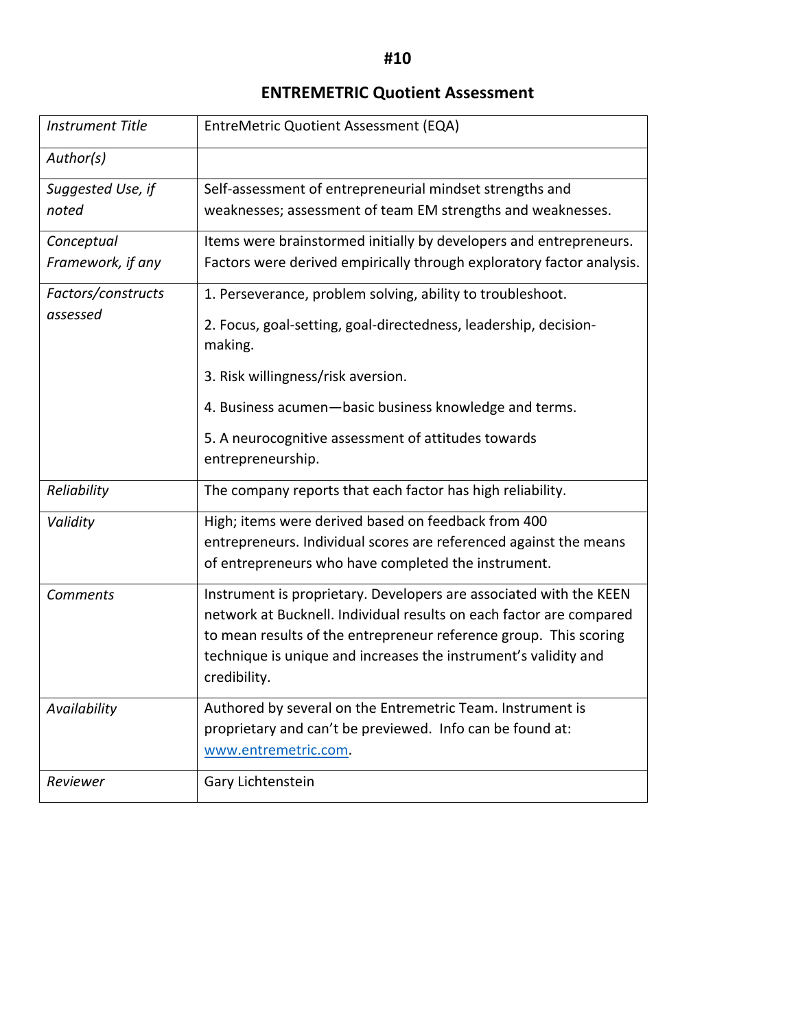#10

## ENTREMETRIC Quotient Assessment

| | |
|---|---|
| *Instrument Title* | EntreMetric Quotient Assessment (EQA) |
| *Author(s)* | |
| *Suggested Use, if noted* | Self-assessment of entrepreneurial mindset strengths and weaknesses; assessment of team EM strengths and weaknesses. |
| *Conceptual Framework, if any* | Items were brainstormed initially by developers and entrepreneurs. Factors were derived empirically through exploratory factor analysis. |
| *Factors/constructs assessed* | 1. Perseverance, problem solving, ability to troubleshoot.<br><br>2. Focus, goal-setting, goal-directedness, leadership, decision-making.<br><br>3. Risk willingness/risk aversion.<br><br>4. Business acumen—basic business knowledge and terms.<br><br>5. A neurocognitive assessment of attitudes towards entrepreneurship. |
| *Reliability* | The company reports that each factor has high reliability. |
| *Validity* | High; items were derived based on feedback from 400 entrepreneurs. Individual scores are referenced against the means of entrepreneurs who have completed the instrument. |
| *Comments* | Instrument is proprietary. Developers are associated with the KEEN network at Bucknell. Individual results on each factor are compared to mean results of the entrepreneur reference group. This scoring technique is unique and increases the instrument's validity and credibility. |
| *Availability* | Authored by several on the Entremetric Team. Instrument is proprietary and can't be previewed. Info can be found at: [www.entremetric.com](http://www.entremetric.com). |
| *Reviewer* | Gary Lichtenstein |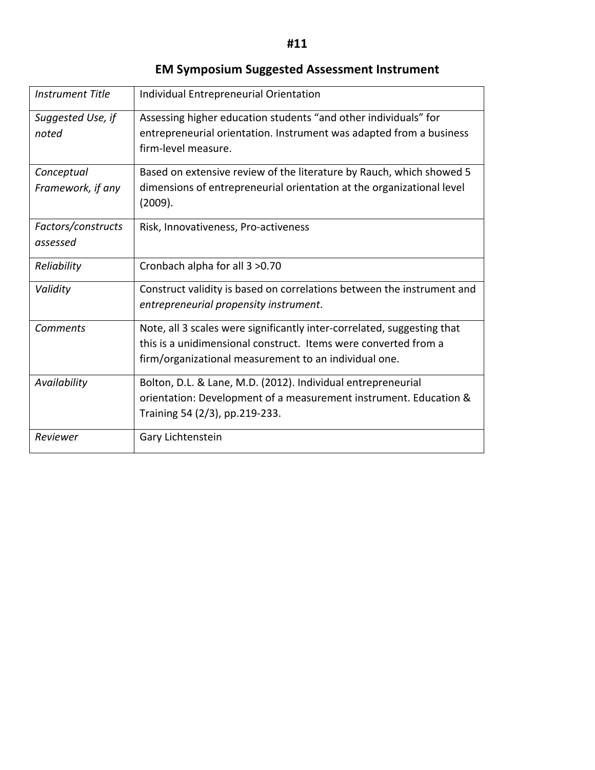#11

## EM Symposium Suggested Assessment Instrument

| | |
|---|---|
| *Instrument Title* | Individual Entrepreneurial Orientation |
| *Suggested Use, if noted* | Assessing higher education students "and other individuals" for entrepreneurial orientation. Instrument was adapted from a business firm-level measure. |
| *Conceptual Framework, if any* | Based on extensive review of the literature by Rauch, which showed 5 dimensions of entrepreneurial orientation at the organizational level (2009). |
| *Factors/constructs assessed* | Risk, Innovativeness, Pro-activeness |
| *Reliability* | Cronbach alpha for all 3 >0.70 |
| *Validity* | Construct validity is based on correlations between the instrument and *entrepreneurial propensity instrument*. |
| *Comments* | Note, all 3 scales were significantly inter-correlated, suggesting that this is a unidimensional construct. Items were converted from a firm/organizational measurement to an individual one. |
| *Availability* | Bolton, D.L. & Lane, M.D. (2012). Individual entrepreneurial orientation: Development of a measurement instrument. Education & Training 54 (2/3), pp.219-233. |
| *Reviewer* | Gary Lichtenstein |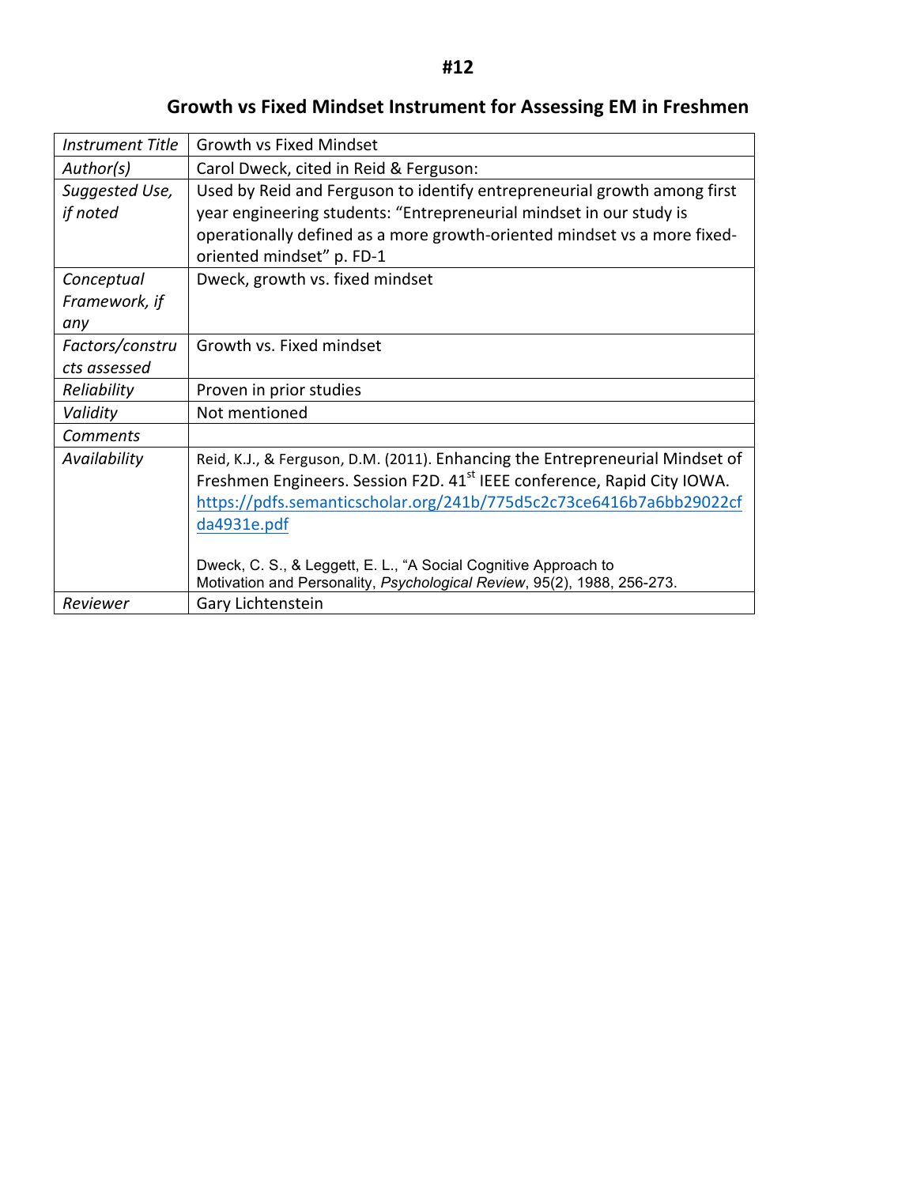# #12

## Growth vs Fixed Mindset Instrument for Assessing EM in Freshmen

| | |
|---|---|
| *Instrument Title* | Growth vs Fixed Mindset |
| *Author(s)* | Carol Dweck, cited in Reid & Ferguson: |
| *Suggested Use, if noted* | Used by Reid and Ferguson to identify entrepreneurial growth among first year engineering students: "Entrepreneurial mindset in our study is operationally defined as a more growth-oriented mindset vs a more fixed-oriented mindset" p. FD-1 |
| *Conceptual Framework, if any* | Dweck, growth vs. fixed mindset |
| *Factors/constructs assessed* | Growth vs. Fixed mindset |
| *Reliability* | Proven in prior studies |
| *Validity* | Not mentioned |
| *Comments* | |
| *Availability* | Reid, K.J., & Ferguson, D.M. (2011). Enhancing the Entrepreneurial Mindset of Freshmen Engineers. Session F2D. 41st IEEE conference, Rapid City IOWA. https://pdfs.semanticscholar.org/241b/775d5c2c73ce6416b7a6bb29022cfda4931e.pdf <br><br> Dweck, C. S., & Leggett, E. L., "A Social Cognitive Approach to Motivation and Personality, *Psychological Review*, 95(2), 1988, 256-273. |
| *Reviewer* | Gary Lichtenstein |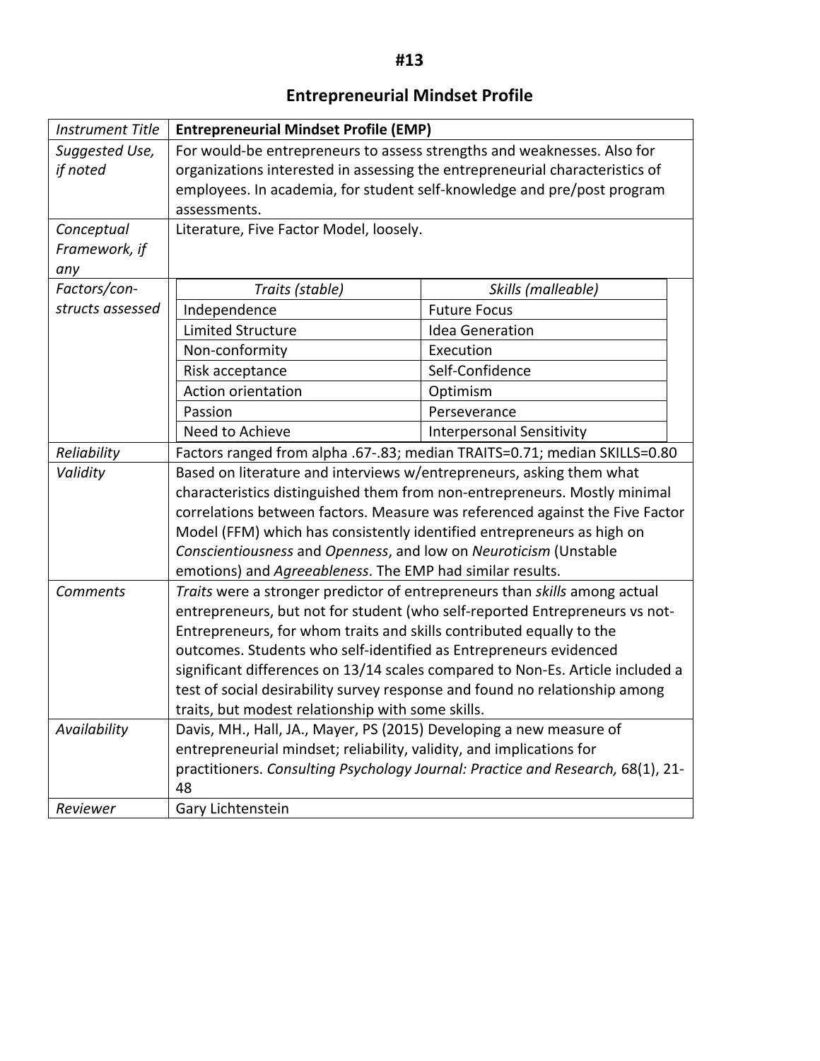# #13

## Entrepreneurial Mindset Profile

| *Instrument Title* | **Entrepreneurial Mindset Profile (EMP)** |
|---|---|
| *Suggested Use, if noted* | For would-be entrepreneurs to assess strengths and weaknesses. Also for organizations interested in assessing the entrepreneurial characteristics of employees. In academia, for student self-knowledge and pre/post program assessments. |
| *Conceptual Framework, if any* | Literature, Five Factor Model, loosely. |
| *Factors/con-structs assessed* | *Traits (stable)*: Independence; Limited Structure; Non-conformity; Risk acceptance; Action orientation; Passion; Need to Achieve<br>*Skills (malleable)*: Future Focus; Idea Generation; Execution; Self-Confidence; Optimism; Perseverance; Interpersonal Sensitivity |
| *Reliability* | Factors ranged from alpha .67-.83; median TRAITS=0.71; median SKILLS=0.80 |
| *Validity* | Based on literature and interviews w/entrepreneurs, asking them what characteristics distinguished them from non-entrepreneurs. Mostly minimal correlations between factors. Measure was referenced against the Five Factor Model (FFM) which has consistently identified entrepreneurs as high on *Conscientiousness* and *Openness*, and low on *Neuroticism* (Unstable emotions) and *Agreeableness*. The EMP had similar results. |
| *Comments* | *Traits* were a stronger predictor of entrepreneurs than *skills* among actual entrepreneurs, but not for student (who self-reported Entrepreneurs vs not-Entrepreneurs, for whom traits and skills contributed equally to the outcomes. Students who self-identified as Entrepreneurs evidenced significant differences on 13/14 scales compared to Non-Es. Article included a test of social desirability survey response and found no relationship among traits, but modest relationship with some skills. |
| *Availability* | Davis, MH., Hall, JA., Mayer, PS (2015) Developing a new measure of entrepreneurial mindset; reliability, validity, and implications for practitioners. *Consulting Psychology Journal: Practice and Research,* 68(1), 21-48 |
| *Reviewer* | Gary Lichtenstein |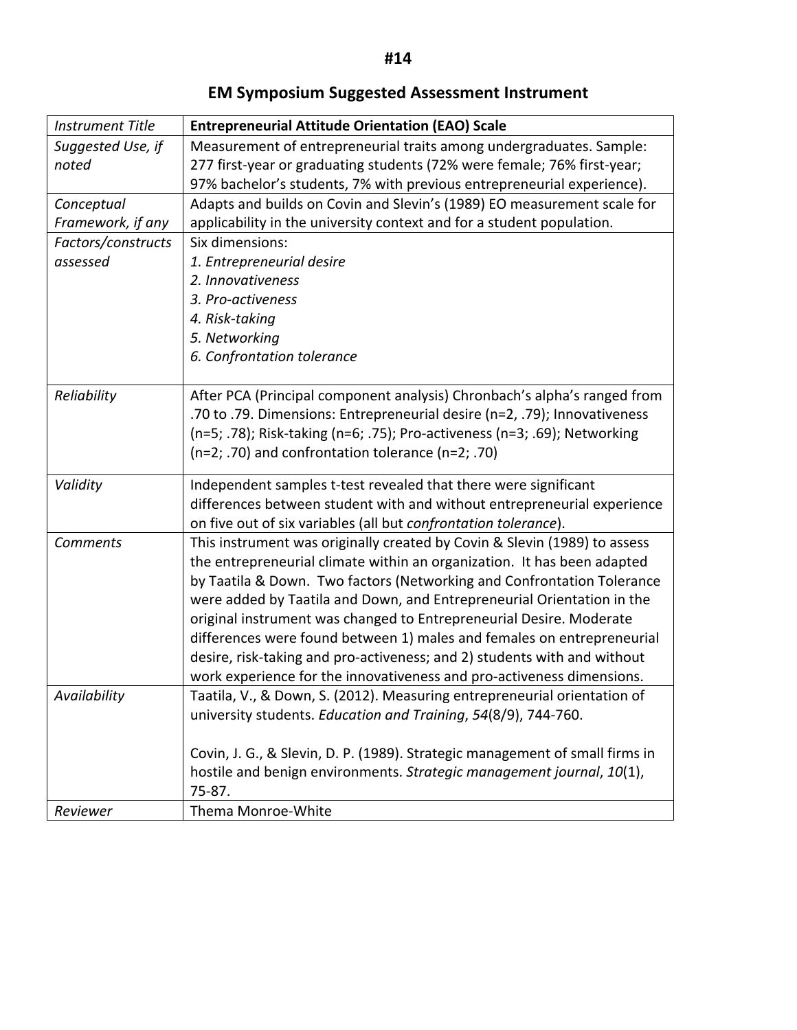# #14

## EM Symposium Suggested Assessment Instrument

| *Instrument Title* | **Entrepreneurial Attitude Orientation (EAO) Scale** |
|---|---|
| *Suggested Use, if noted* | Measurement of entrepreneurial traits among undergraduates. Sample: 277 first-year or graduating students (72% were female; 76% first-year; 97% bachelor's students, 7% with previous entrepreneurial experience). |
| *Conceptual Framework, if any* | Adapts and builds on Covin and Slevin's (1989) EO measurement scale for applicability in the university context and for a student population. |
| *Factors/constructs assessed* | Six dimensions:<br>*1. Entrepreneurial desire*<br>*2. Innovativeness*<br>*3. Pro-activeness*<br>*4. Risk-taking*<br>*5. Networking*<br>*6. Confrontation tolerance* |
| *Reliability* | After PCA (Principal component analysis) Chronbach's alpha's ranged from .70 to .79. Dimensions: Entrepreneurial desire (n=2, .79); Innovativeness (n=5; .78); Risk-taking (n=6; .75); Pro-activeness (n=3; .69); Networking (n=2; .70) and confrontation tolerance (n=2; .70) |
| *Validity* | Independent samples t-test revealed that there were significant differences between student with and without entrepreneurial experience on five out of six variables (all but *confrontation tolerance*). |
| *Comments* | This instrument was originally created by Covin & Slevin (1989) to assess the entrepreneurial climate within an organization. It has been adapted by Taatila & Down. Two factors (Networking and Confrontation Tolerance were added by Taatila and Down, and Entrepreneurial Orientation in the original instrument was changed to Entrepreneurial Desire. Moderate differences were found between 1) males and females on entrepreneurial desire, risk-taking and pro-activeness; and 2) students with and without work experience for the innovativeness and pro-activeness dimensions. |
| *Availability* | Taatila, V., & Down, S. (2012). Measuring entrepreneurial orientation of university students. *Education and Training*, *54*(8/9), 744-760.<br><br>Covin, J. G., & Slevin, D. P. (1989). Strategic management of small firms in hostile and benign environments. *Strategic management journal*, *10*(1), 75-87. |
| *Reviewer* | Thema Monroe-White |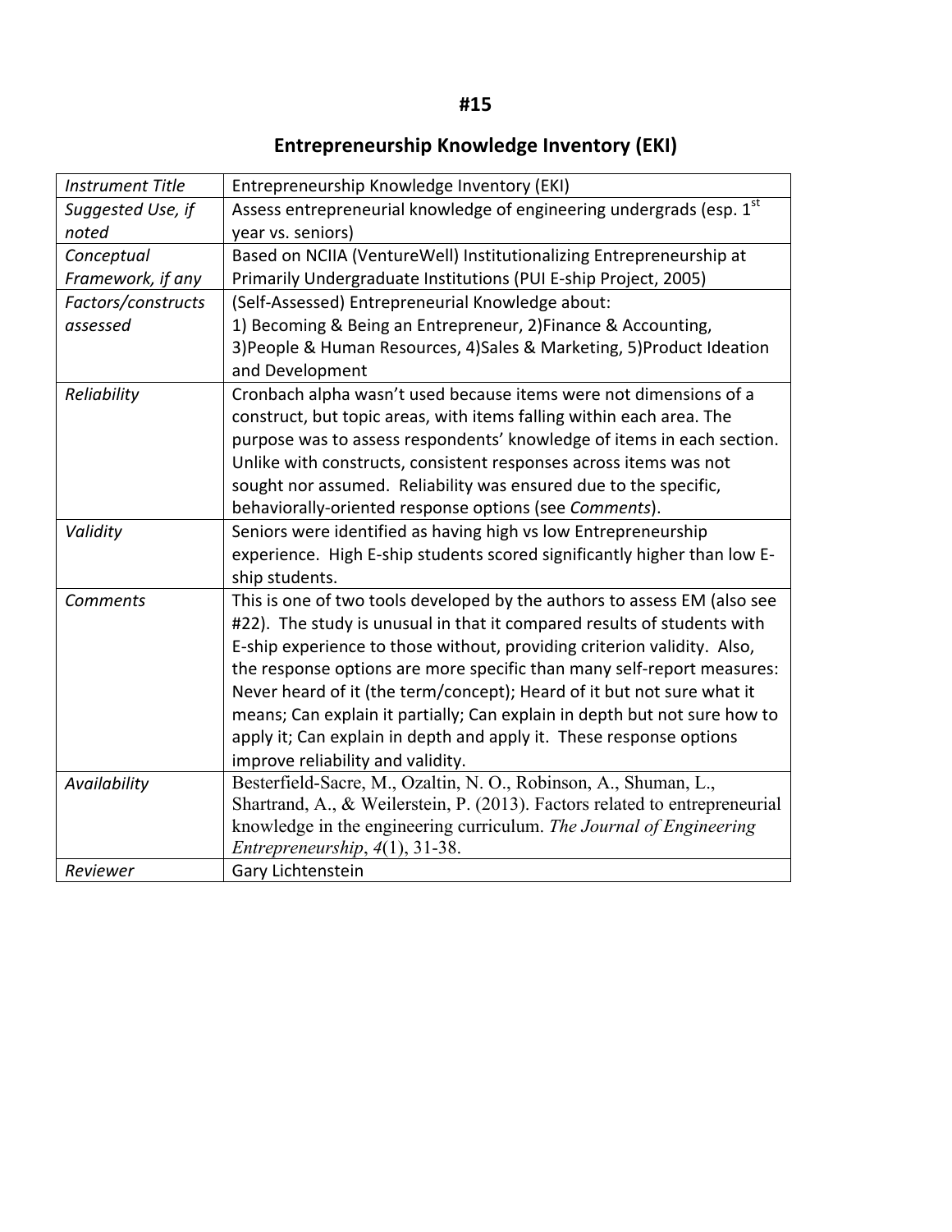# #15

## Entrepreneurship Knowledge Inventory (EKI)

| *Instrument Title* | Entrepreneurship Knowledge Inventory (EKI) |
|---|---|
| *Suggested Use, if noted* | Assess entrepreneurial knowledge of engineering undergrads (esp. 1st year vs. seniors) |
| *Conceptual Framework, if any* | Based on NCIIA (VentureWell) Institutionalizing Entrepreneurship at Primarily Undergraduate Institutions (PUI E-ship Project, 2005) |
| *Factors/constructs assessed* | (Self-Assessed) Entrepreneurial Knowledge about: 1) Becoming & Being an Entrepreneur, 2)Finance & Accounting, 3)People & Human Resources, 4)Sales & Marketing, 5)Product Ideation and Development |
| *Reliability* | Cronbach alpha wasn't used because items were not dimensions of a construct, but topic areas, with items falling within each area. The purpose was to assess respondents' knowledge of items in each section. Unlike with constructs, consistent responses across items was not sought nor assumed. Reliability was ensured due to the specific, behaviorally-oriented response options (see *Comments*). |
| *Validity* | Seniors were identified as having high vs low Entrepreneurship experience. High E-ship students scored significantly higher than low E-ship students. |
| *Comments* | This is one of two tools developed by the authors to assess EM (also see #22). The study is unusual in that it compared results of students with E-ship experience to those without, providing criterion validity. Also, the response options are more specific than many self-report measures: Never heard of it (the term/concept); Heard of it but not sure what it means; Can explain it partially; Can explain in depth but not sure how to apply it; Can explain in depth and apply it. These response options improve reliability and validity. |
| *Availability* | Besterfield-Sacre, M., Ozaltin, N. O., Robinson, A., Shuman, L., Shartrand, A., & Weilerstein, P. (2013). Factors related to entrepreneurial knowledge in the engineering curriculum. *The Journal of Engineering Entrepreneurship*, *4*(1), 31-38. |
| *Reviewer* | Gary Lichtenstein |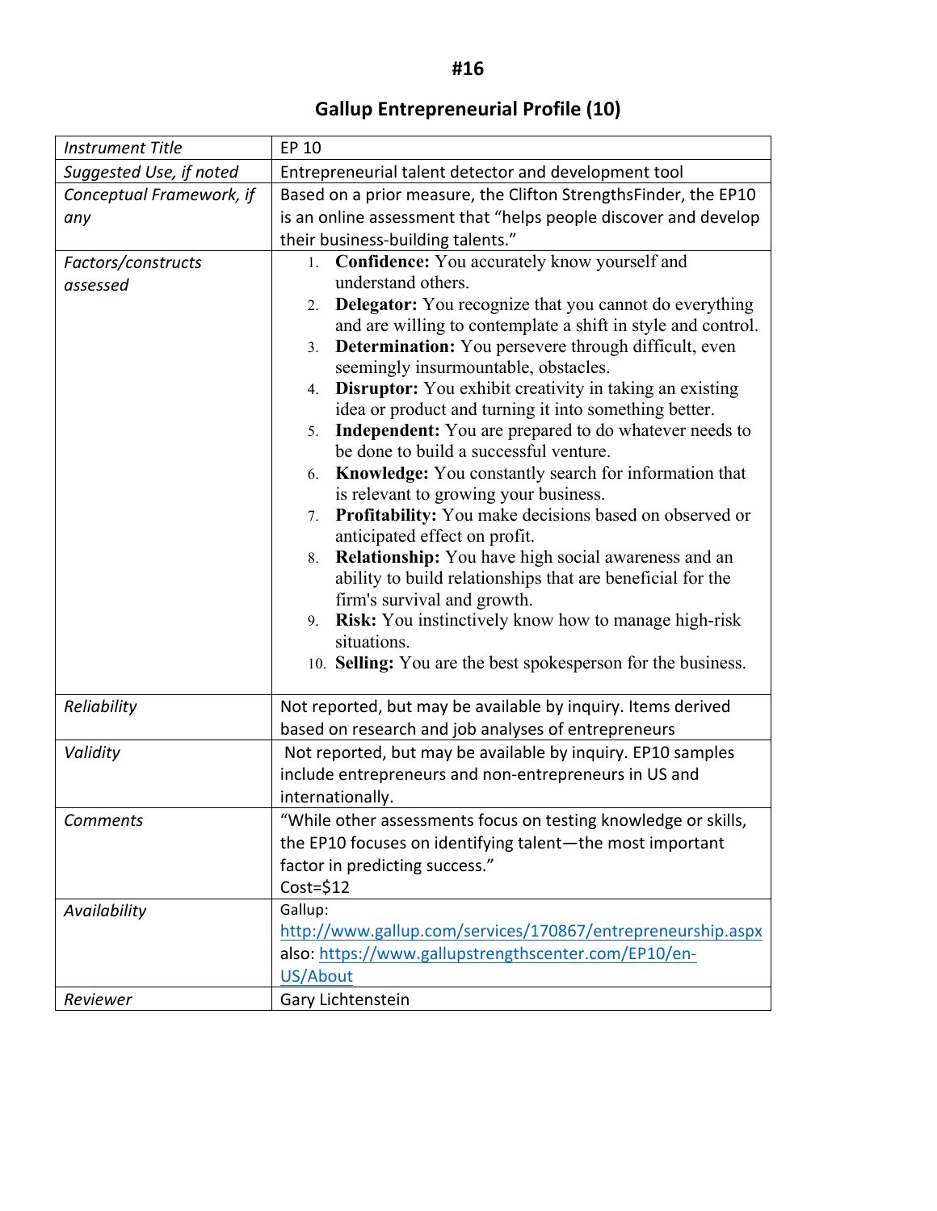# #16

## Gallup Entrepreneurial Profile (10)

| *Instrument Title* | EP 10 |
|---|---|
| *Suggested Use, if noted* | Entrepreneurial talent detector and development tool |
| *Conceptual Framework, if any* | Based on a prior measure, the Clifton StrengthsFinder, the EP10 is an online assessment that "helps people discover and develop their business-building talents." |
| *Factors/constructs assessed* | 1. **Confidence:** You accurately know yourself and understand others.<br>2. **Delegator:** You recognize that you cannot do everything and are willing to contemplate a shift in style and control.<br>3. **Determination:** You persevere through difficult, even seemingly insurmountable, obstacles.<br>4. **Disruptor:** You exhibit creativity in taking an existing idea or product and turning it into something better.<br>5. **Independent:** You are prepared to do whatever needs to be done to build a successful venture.<br>6. **Knowledge:** You constantly search for information that is relevant to growing your business.<br>7. **Profitability:** You make decisions based on observed or anticipated effect on profit.<br>8. **Relationship:** You have high social awareness and an ability to build relationships that are beneficial for the firm's survival and growth.<br>9. **Risk:** You instinctively know how to manage high-risk situations.<br>10. **Selling:** You are the best spokesperson for the business. |
| *Reliability* | Not reported, but may be available by inquiry. Items derived based on research and job analyses of entrepreneurs |
| *Validity* | Not reported, but may be available by inquiry. EP10 samples include entrepreneurs and non-entrepreneurs in US and internationally. |
| *Comments* | "While other assessments focus on testing knowledge or skills, the EP10 focuses on identifying talent—the most important factor in predicting success."<br>Cost=$12 |
| *Availability* | Gallup: http://www.gallup.com/services/170867/entrepreneurship.aspx<br>also: https://www.gallupstrengthscenter.com/EP10/en-US/About |
| *Reviewer* | Gary Lichtenstein |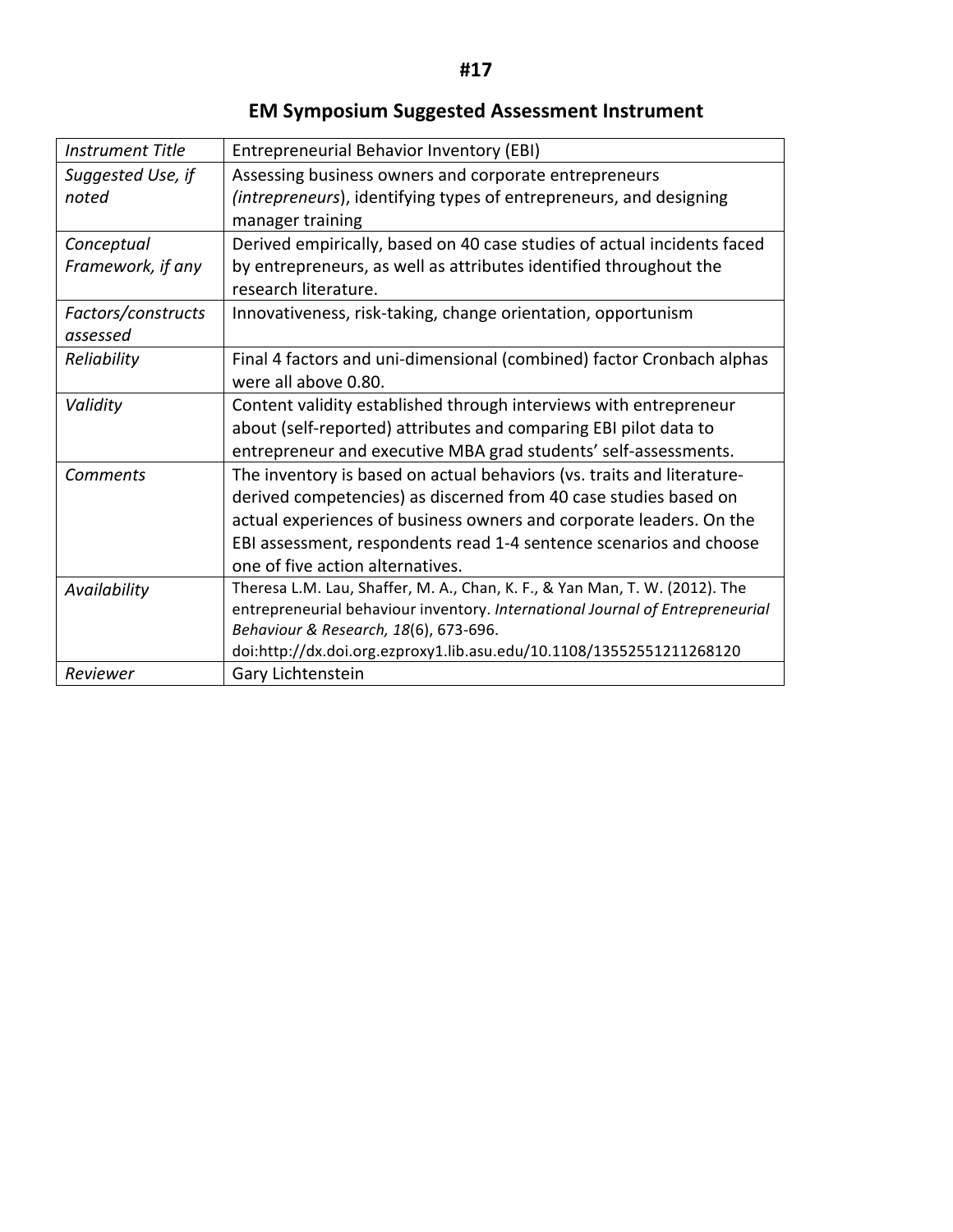#17

## EM Symposium Suggested Assessment Instrument

| | |
|---|---|
| *Instrument Title* | Entrepreneurial Behavior Inventory (EBI) |
| *Suggested Use, if noted* | Assessing business owners and corporate entrepreneurs *(intrepreneurs*), identifying types of entrepreneurs, and designing manager training |
| *Conceptual Framework, if any* | Derived empirically, based on 40 case studies of actual incidents faced by entrepreneurs, as well as attributes identified throughout the research literature. |
| *Factors/constructs assessed* | Innovativeness, risk-taking, change orientation, opportunism |
| *Reliability* | Final 4 factors and uni-dimensional (combined) factor Cronbach alphas were all above 0.80. |
| *Validity* | Content validity established through interviews with entrepreneur about (self-reported) attributes and comparing EBI pilot data to entrepreneur and executive MBA grad students' self-assessments. |
| *Comments* | The inventory is based on actual behaviors (vs. traits and literature-derived competencies) as discerned from 40 case studies based on actual experiences of business owners and corporate leaders. On the EBI assessment, respondents read 1-4 sentence scenarios and choose one of five action alternatives. |
| *Availability* | Theresa L.M. Lau, Shaffer, M. A., Chan, K. F., & Yan Man, T. W. (2012). The entrepreneurial behaviour inventory. *International Journal of Entrepreneurial Behaviour & Research, 18*(6), 673-696. doi:http://dx.doi.org.ezproxy1.lib.asu.edu/10.1108/13552551211268120 |
| *Reviewer* | Gary Lichtenstein |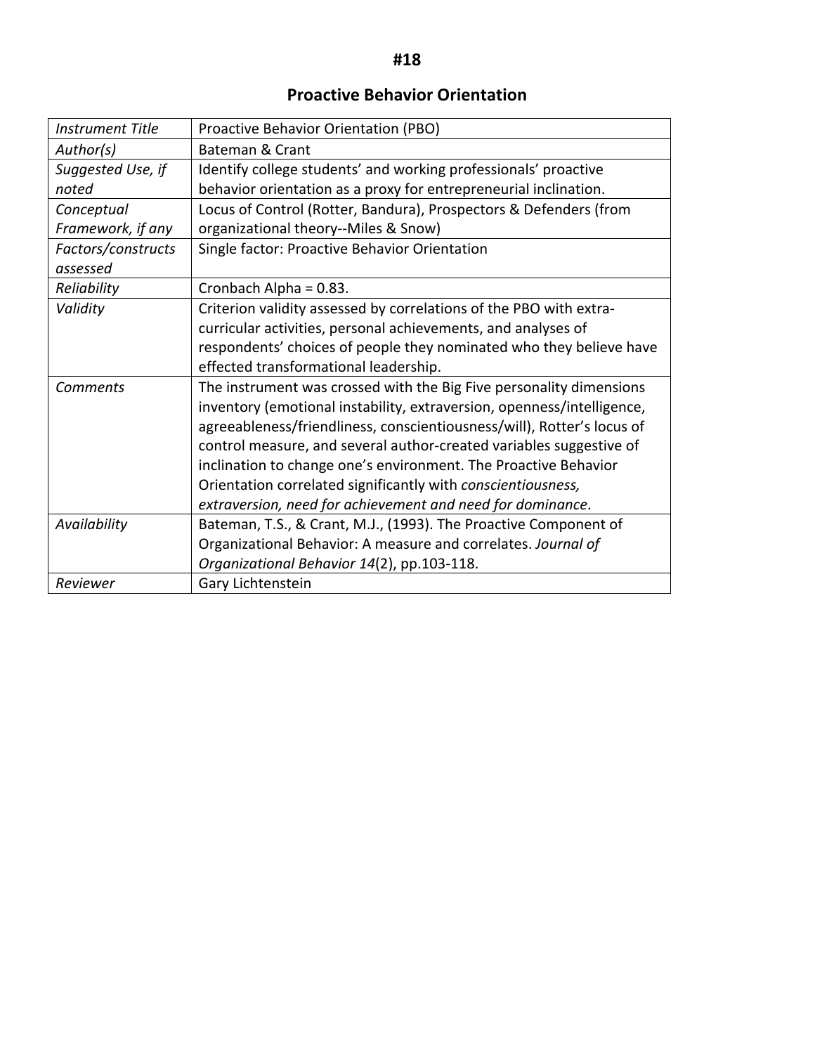#18

## Proactive Behavior Orientation

| *Instrument Title* | Proactive Behavior Orientation (PBO) |
|---|---|
| *Author(s)* | Bateman & Crant |
| *Suggested Use, if noted* | Identify college students' and working professionals' proactive behavior orientation as a proxy for entrepreneurial inclination. |
| *Conceptual Framework, if any* | Locus of Control (Rotter, Bandura), Prospectors & Defenders (from organizational theory--Miles & Snow) |
| *Factors/constructs assessed* | Single factor: Proactive Behavior Orientation |
| *Reliability* | Cronbach Alpha = 0.83. |
| *Validity* | Criterion validity assessed by correlations of the PBO with extra-curricular activities, personal achievements, and analyses of respondents' choices of people they nominated who they believe have effected transformational leadership. |
| *Comments* | The instrument was crossed with the Big Five personality dimensions inventory (emotional instability, extraversion, openness/intelligence, agreeableness/friendliness, conscientiousness/will), Rotter's locus of control measure, and several author-created variables suggestive of inclination to change one's environment. The Proactive Behavior Orientation correlated significantly with *conscientiousness, extraversion, need for achievement and need for dominance*. |
| *Availability* | Bateman, T.S., & Crant, M.J., (1993). The Proactive Component of Organizational Behavior: A measure and correlates. *Journal of Organizational Behavior 14*(2), pp.103-118. |
| *Reviewer* | Gary Lichtenstein |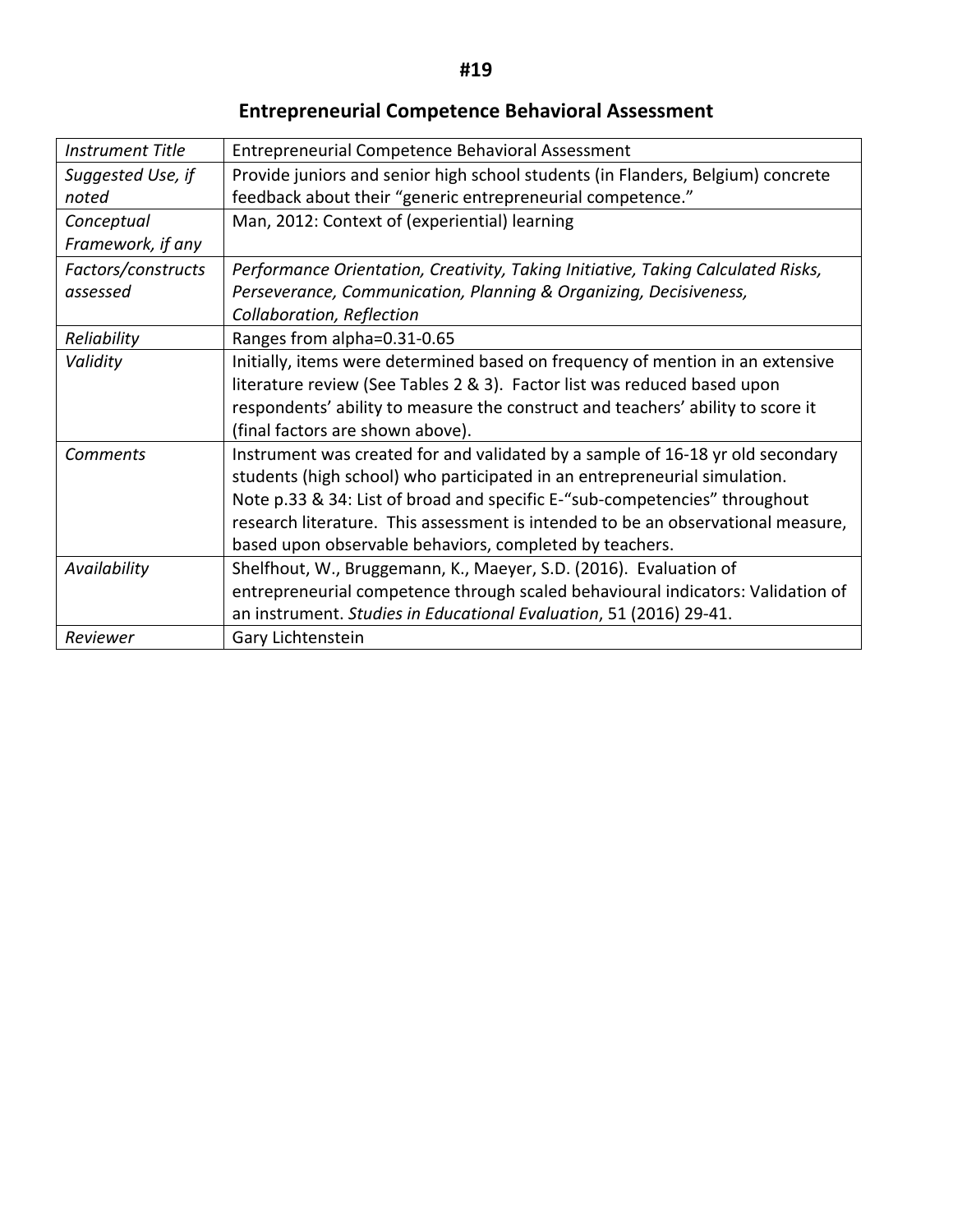#19

## Entrepreneurial Competence Behavioral Assessment

| *Instrument Title* | Entrepreneurial Competence Behavioral Assessment |
|---|---|
| *Suggested Use, if noted* | Provide juniors and senior high school students (in Flanders, Belgium) concrete feedback about their "generic entrepreneurial competence." |
| *Conceptual Framework, if any* | Man, 2012: Context of (experiential) learning |
| *Factors/constructs assessed* | *Performance Orientation, Creativity, Taking Initiative, Taking Calculated Risks, Perseverance, Communication, Planning & Organizing, Decisiveness, Collaboration, Reflection* |
| *Reliability* | Ranges from alpha=0.31-0.65 |
| *Validity* | Initially, items were determined based on frequency of mention in an extensive literature review (See Tables 2 & 3). Factor list was reduced based upon respondents' ability to measure the construct and teachers' ability to score it (final factors are shown above). |
| *Comments* | Instrument was created for and validated by a sample of 16-18 yr old secondary students (high school) who participated in an entrepreneurial simulation. Note p.33 & 34: List of broad and specific E-"sub-competencies" throughout research literature. This assessment is intended to be an observational measure, based upon observable behaviors, completed by teachers. |
| *Availability* | Shelfhout, W., Bruggemann, K., Maeyer, S.D. (2016). Evaluation of entrepreneurial competence through scaled behavioural indicators: Validation of an instrument. *Studies in Educational Evaluation*, 51 (2016) 29-41. |
| *Reviewer* | Gary Lichtenstein |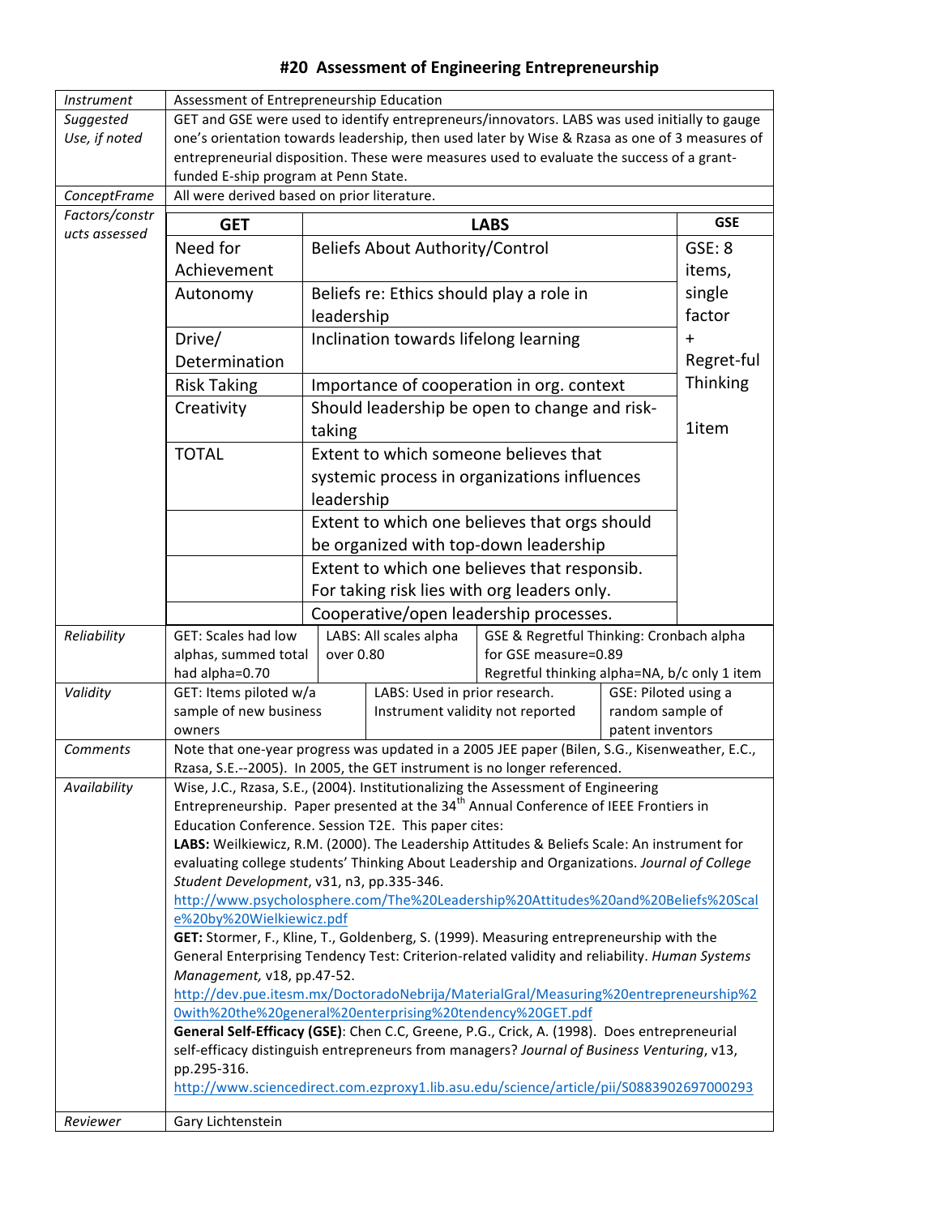# #20 Assessment of Engineering Entrepreneurship

| | |
|---|---|
| *Instrument* | Assessment of Entrepreneurship Education |
| *Suggested Use, if noted* | GET and GSE were used to identify entrepreneurs/innovators. LABS was used initially to gauge one's orientation towards leadership, then used later by Wise & Rzasa as one of 3 measures of entrepreneurial disposition. These were measures used to evaluate the success of a grant-funded E-ship program at Penn State. |
| *ConceptFrame* | All were derived based on prior literature. |
| *Factors/constructs assessed* | See table below |
| *Reliability* | GET: Scales had low alphas, summed total had alpha=0.70; LABS: All scales alpha over 0.80; GSE & Regretful Thinking: Cronbach alpha for GSE measure=0.89, Regretful thinking alpha=NA, b/c only 1 item |
| *Validity* | GET: Items piloted w/a sample of new business owners; LABS: Used in prior research. Instrument validity not reported; GSE: Piloted using a random sample of patent inventors |
| *Comments* | Note that one-year progress was updated in a 2005 JEE paper (Bilen, S.G., Kisenweather, E.C., Rzasa, S.E.--2005). In 2005, the GET instrument is no longer referenced. |
| *Availability* | Wise, J.C., Rzasa, S.E., (2004). Institutionalizing the Assessment of Engineering Entrepreneurship. Paper presented at the 34th Annual Conference of IEEE Frontiers in Education Conference. Session T2E. This paper cites:<br>**LABS:** Weilkiewicz, R.M. (2000). The Leadership Attitudes & Beliefs Scale: An instrument for evaluating college students' Thinking About Leadership and Organizations. *Journal of College Student Development*, v31, n3, pp.335-346.<br>http://www.psycholosphere.com/The%20Leadership%20Attitudes%20and%20Beliefs%20Scale%20by%20Wielkiewicz.pdf<br>**GET:** Stormer, F., Kline, T., Goldenberg, S. (1999). Measuring entrepreneurship with the General Enterprising Tendency Test: Criterion-related validity and reliability. *Human Systems Management,* v18, pp.47-52.<br>http://dev.pue.itesm.mx/DoctoradoNebrija/MaterialGral/Measuring%20entrepreneurship%20with%20the%20general%20enterprising%20tendency%20GET.pdf<br>**General Self-Efficacy (GSE)**: Chen C.C, Greene, P.G., Crick, A. (1998). Does entrepreneurial self-efficacy distinguish entrepreneurs from managers? *Journal of Business Venturing*, v13, pp.295-316.<br>http://www.sciencedirect.com.ezproxy1.lib.asu.edu/science/article/pii/S0883902697000293 |
| *Reviewer* | Gary Lichtenstein |

**Factors/constructs assessed:**

| GET | LABS | GSE |
|---|---|---|
| Need for Achievement | Beliefs About Authority/Control | GSE: 8 items, single factor + Regret-ful Thinking 1item |
| Autonomy | Beliefs re: Ethics should play a role in leadership | |
| Drive/ Determination | Inclination towards lifelong learning | |
| Risk Taking | Importance of cooperation in org. context | |
| Creativity | Should leadership be open to change and risk-taking | |
| TOTAL | Extent to which someone believes that systemic process in organizations influences leadership | |
| | Extent to which one believes that orgs should be organized with top-down leadership | |
| | Extent to which one believes that responsib. For taking risk lies with org leaders only. | |
| | Cooperative/open leadership processes. | |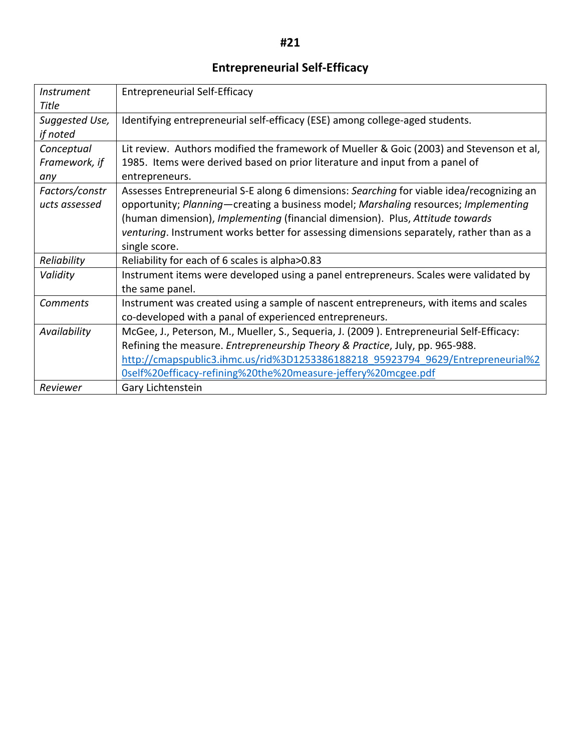#21

## Entrepreneurial Self-Efficacy

| *Instrument Title* | Entrepreneurial Self-Efficacy |
|---|---|
| *Suggested Use, if noted* | Identifying entrepreneurial self-efficacy (ESE) among college-aged students. |
| *Conceptual Framework, if any* | Lit review. Authors modified the framework of Mueller & Goic (2003) and Stevenson et al, 1985. Items were derived based on prior literature and input from a panel of entrepreneurs. |
| *Factors/constructs assessed* | Assesses Entrepreneurial S-E along 6 dimensions: *Searching* for viable idea/recognizing an opportunity; *Planning*—creating a business model; *Marshaling* resources; *Implementing* (human dimension), *Implementing* (financial dimension). Plus, *Attitude towards venturing*. Instrument works better for assessing dimensions separately, rather than as a single score. |
| *Reliability* | Reliability for each of 6 scales is alpha>0.83 |
| *Validity* | Instrument items were developed using a panel entrepreneurs. Scales were validated by the same panel. |
| *Comments* | Instrument was created using a sample of nascent entrepreneurs, with items and scales co-developed with a panal of experienced entrepreneurs. |
| *Availability* | McGee, J., Peterson, M., Mueller, S., Sequeria, J. (2009 ). Entrepreneurial Self-Efficacy: Refining the measure. *Entrepreneurship Theory & Practice*, July, pp. 965-988. [http://cmapspublic3.ihmc.us/rid%3D1253386188218_95923794_9629/Entrepreneurial%20self%20efficacy-refining%20the%20measure-jeffery%20mcgee.pdf](http://cmapspublic3.ihmc.us/rid%3D1253386188218_95923794_9629/Entrepreneurial%20self%20efficacy-refining%20the%20measure-jeffery%20mcgee.pdf) |
| *Reviewer* | Gary Lichtenstein |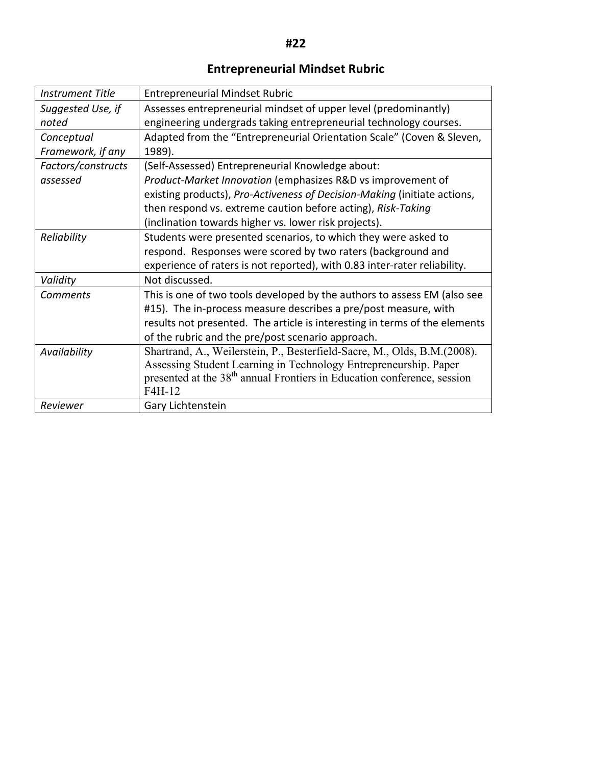**#22**

## Entrepreneurial Mindset Rubric

| | |
|---|---|
| *Instrument Title* | Entrepreneurial Mindset Rubric |
| *Suggested Use, if noted* | Assesses entrepreneurial mindset of upper level (predominantly) engineering undergrads taking entrepreneurial technology courses. |
| *Conceptual Framework, if any* | Adapted from the "Entrepreneurial Orientation Scale" (Coven & Sleven, 1989). |
| *Factors/constructs assessed* | (Self-Assessed) Entrepreneurial Knowledge about: *Product-Market Innovation* (emphasizes R&D vs improvement of existing products), *Pro-Activeness of Decision-Making* (initiate actions, then respond vs. extreme caution before acting), *Risk-Taking* (inclination towards higher vs. lower risk projects). |
| *Reliability* | Students were presented scenarios, to which they were asked to respond. Responses were scored by two raters (background and experience of raters is not reported), with 0.83 inter-rater reliability. |
| *Validity* | Not discussed. |
| *Comments* | This is one of two tools developed by the authors to assess EM (also see #15). The in-process measure describes a pre/post measure, with results not presented. The article is interesting in terms of the elements of the rubric and the pre/post scenario approach. |
| *Availability* | Shartrand, A., Weilerstein, P., Besterfield-Sacre, M., Olds, B.M.(2008). Assessing Student Learning in Technology Entrepreneurship. Paper presented at the 38th annual Frontiers in Education conference, session F4H-12 |
| *Reviewer* | Gary Lichtenstein |